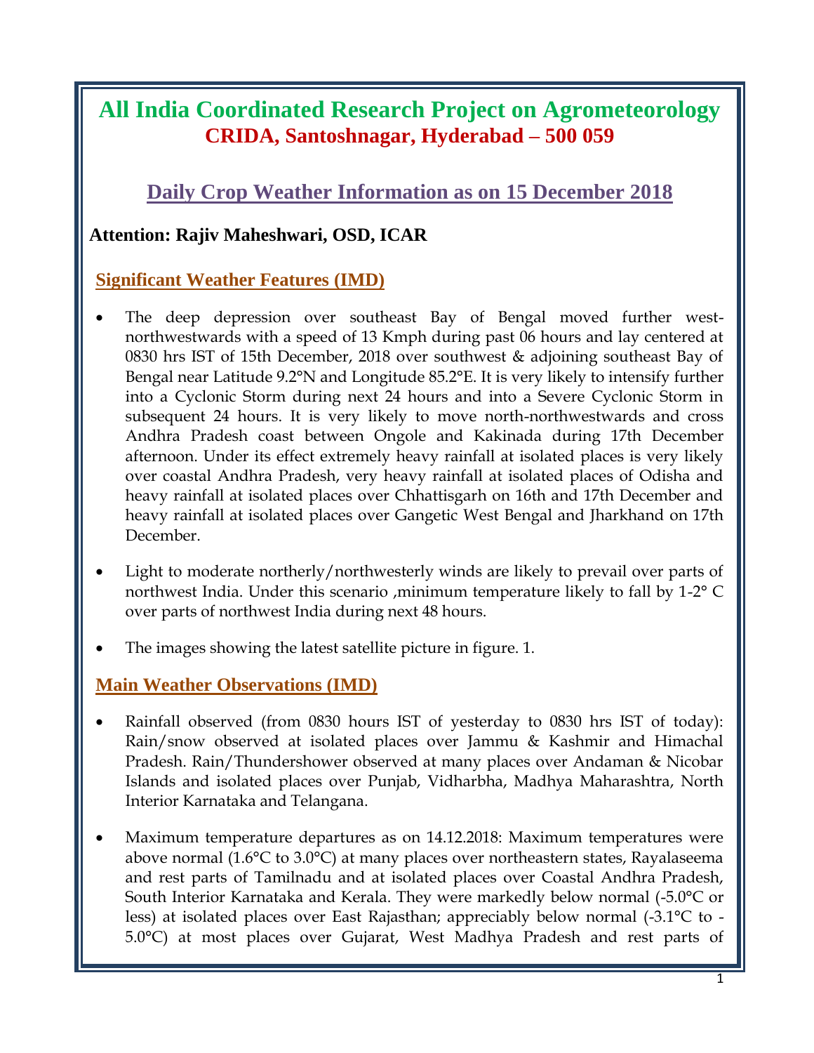# All India Coordinated Research Project on Agrometeorology

## CRIDA, Santoshnagar, Hyderabad – 500 059

## Daily Crop Weather Information as on 15 December 2018

**Attention: Rajiv Maheshwari, OSD, ICAR**

### Significant Weather Features (IMD)

- The deep depression over southeast Bay of Bengal moved further west-northwestwards with a speed of 13 Kmph during past 06 hours and lay centered at 0830 hrs IST of 15th December, 2018 over southwest & adjoining southeast Bay of Bengal near Latitude 9.2°N and Longitude 85.2°E. It is very likely to intensify further into a Cyclonic Storm during next 24 hours and into a Severe Cyclonic Storm in subsequent 24 hours. It is very likely to move north-northwestwards and cross Andhra Pradesh coast between Ongole and Kakinada during 17th December afternoon. Under its effect extremely heavy rainfall at isolated places is very likely over coastal Andhra Pradesh, very heavy rainfall at isolated places of Odisha and heavy rainfall at isolated places over Chhattisgarh on 16th and 17th December and heavy rainfall at isolated places over Gangetic West Bengal and Jharkhand on 17th December.
- Light to moderate northerly/northwesterly winds are likely to prevail over parts of northwest India. Under this scenario ,minimum temperature likely to fall by 1-2° C over parts of northwest India during next 48 hours.
- The images showing the latest satellite picture in figure. 1.

### Main Weather Observations (IMD)

- Rainfall observed (from 0830 hours IST of yesterday to 0830 hrs IST of today): Rain/snow observed at isolated places over Jammu & Kashmir and Himachal Pradesh. Rain/Thundershower observed at many places over Andaman & Nicobar Islands and isolated places over Punjab, Vidharbha, Madhya Maharashtra, North Interior Karnataka and Telangana.
- Maximum temperature departures as on 14.12.2018: Maximum temperatures were above normal (1.6°C to 3.0°C) at many places over northeastern states, Rayalaseema and rest parts of Tamilnadu and at isolated places over Coastal Andhra Pradesh, South Interior Karnataka and Kerala. They were markedly below normal (-5.0°C or less) at isolated places over East Rajasthan; appreciably below normal (-3.1°C to -5.0°C) at most places over Gujarat, West Madhya Pradesh and rest parts of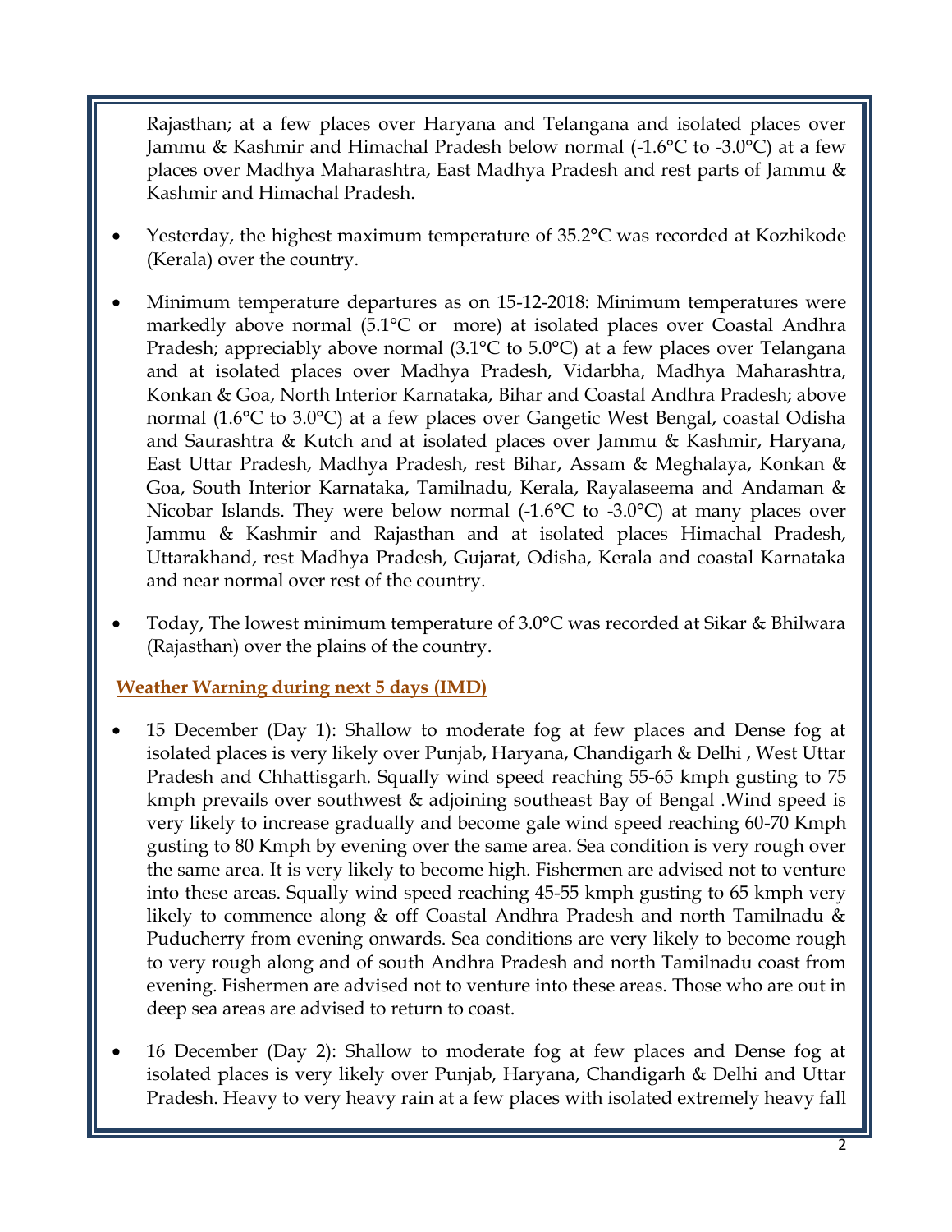Rajasthan; at a few places over Haryana and Telangana and isolated places over Jammu & Kashmir and Himachal Pradesh below normal (-1.6°C to -3.0°C) at a few places over Madhya Maharashtra, East Madhya Pradesh and rest parts of Jammu & Kashmir and Himachal Pradesh.

- Yesterday, the highest maximum temperature of 35.2°C was recorded at Kozhikode (Kerala) over the country.
- Minimum temperature departures as on 15-12-2018: Minimum temperatures were markedly above normal (5.1°C or more) at isolated places over Coastal Andhra Pradesh; appreciably above normal (3.1°C to 5.0°C) at a few places over Telangana and at isolated places over Madhya Pradesh, Vidarbha, Madhya Maharashtra, Konkan & Goa, North Interior Karnataka, Bihar and Coastal Andhra Pradesh; above normal (1.6°C to 3.0°C) at a few places over Gangetic West Bengal, coastal Odisha and Saurashtra & Kutch and at isolated places over Jammu & Kashmir, Haryana, East Uttar Pradesh, Madhya Pradesh, rest Bihar, Assam & Meghalaya, Konkan & Goa, South Interior Karnataka, Tamilnadu, Kerala, Rayalaseema and Andaman & Nicobar Islands. They were below normal (-1.6°C to -3.0°C) at many places over Jammu & Kashmir and Rajasthan and at isolated places Himachal Pradesh, Uttarakhand, rest Madhya Pradesh, Gujarat, Odisha, Kerala and coastal Karnataka and near normal over rest of the country.
- Today, The lowest minimum temperature of 3.0°C was recorded at Sikar & Bhilwara (Rajasthan) over the plains of the country.

**Weather Warning during next 5 days (IMD)**

- 15 December (Day 1): Shallow to moderate fog at few places and Dense fog at isolated places is very likely over Punjab, Haryana, Chandigarh & Delhi , West Uttar Pradesh and Chhattisgarh. Squally wind speed reaching 55-65 kmph gusting to 75 kmph prevails over southwest & adjoining southeast Bay of Bengal .Wind speed is very likely to increase gradually and become gale wind speed reaching 60-70 Kmph gusting to 80 Kmph by evening over the same area. Sea condition is very rough over the same area. It is very likely to become high. Fishermen are advised not to venture into these areas. Squally wind speed reaching 45-55 kmph gusting to 65 kmph very likely to commence along & off Coastal Andhra Pradesh and north Tamilnadu & Puducherry from evening onwards. Sea conditions are very likely to become rough to very rough along and of south Andhra Pradesh and north Tamilnadu coast from evening. Fishermen are advised not to venture into these areas. Those who are out in deep sea areas are advised to return to coast.
- 16 December (Day 2): Shallow to moderate fog at few places and Dense fog at isolated places is very likely over Punjab, Haryana, Chandigarh & Delhi and Uttar Pradesh. Heavy to very heavy rain at a few places with isolated extremely heavy fall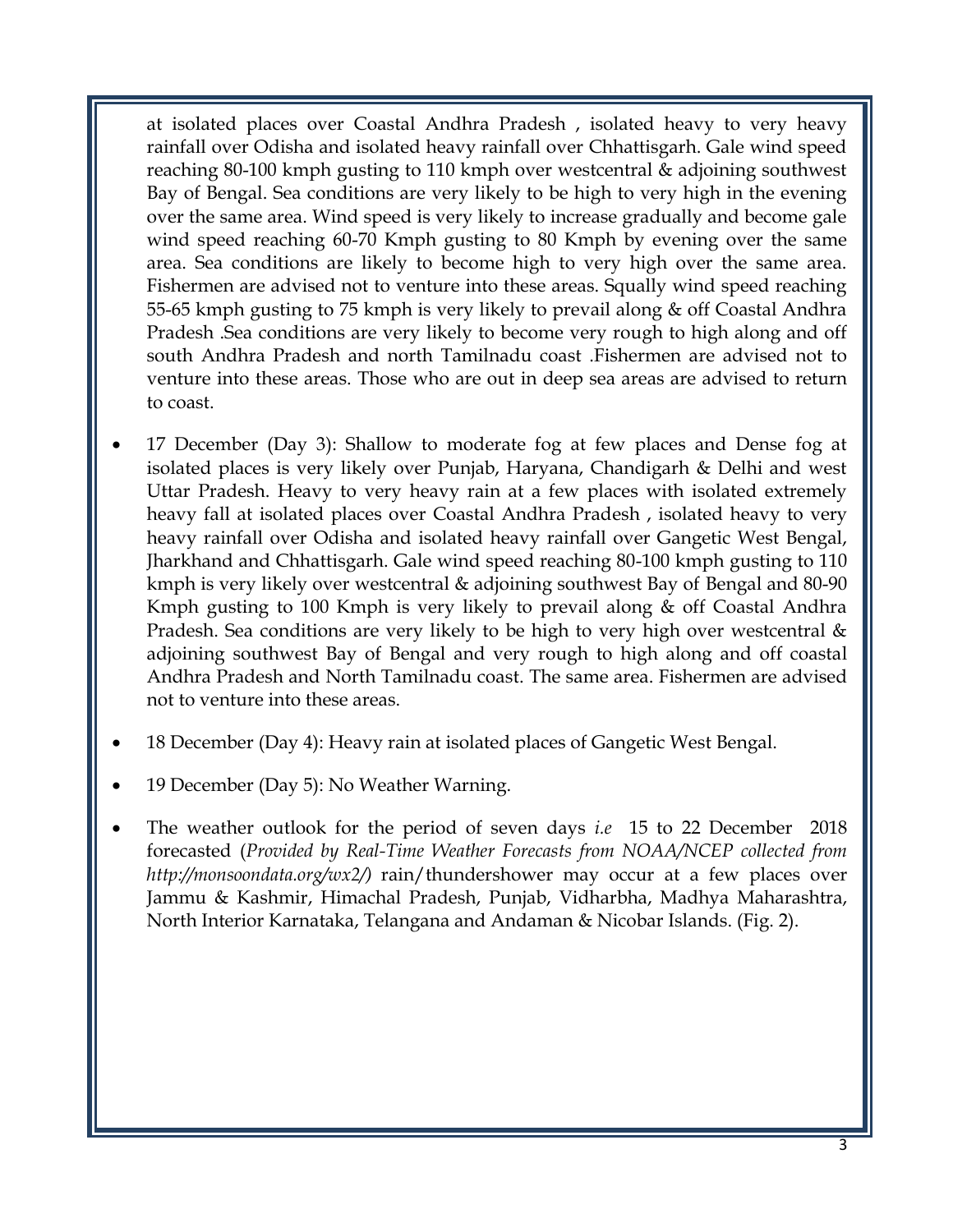at isolated places over Coastal Andhra Pradesh , isolated heavy to very heavy rainfall over Odisha and isolated heavy rainfall over Chhattisgarh. Gale wind speed reaching 80-100 kmph gusting to 110 kmph over westcentral & adjoining southwest Bay of Bengal. Sea conditions are very likely to be high to very high in the evening over the same area. Wind speed is very likely to increase gradually and become gale wind speed reaching 60-70 Kmph gusting to 80 Kmph by evening over the same area. Sea conditions are likely to become high to very high over the same area. Fishermen are advised not to venture into these areas. Squally wind speed reaching 55-65 kmph gusting to 75 kmph is very likely to prevail along & off Coastal Andhra Pradesh .Sea conditions are very likely to become very rough to high along and off south Andhra Pradesh and north Tamilnadu coast .Fishermen are advised not to venture into these areas. Those who are out in deep sea areas are advised to return to coast.

- 17 December (Day 3): Shallow to moderate fog at few places and Dense fog at isolated places is very likely over Punjab, Haryana, Chandigarh & Delhi and west Uttar Pradesh. Heavy to very heavy rain at a few places with isolated extremely heavy fall at isolated places over Coastal Andhra Pradesh , isolated heavy to very heavy rainfall over Odisha and isolated heavy rainfall over Gangetic West Bengal, Jharkhand and Chhattisgarh. Gale wind speed reaching 80-100 kmph gusting to 110 kmph is very likely over westcentral & adjoining southwest Bay of Bengal and 80-90 Kmph gusting to 100 Kmph is very likely to prevail along & off Coastal Andhra Pradesh. Sea conditions are very likely to be high to very high over westcentral & adjoining southwest Bay of Bengal and very rough to high along and off coastal Andhra Pradesh and North Tamilnadu coast. The same area. Fishermen are advised not to venture into these areas.
- 18 December (Day 4): Heavy rain at isolated places of Gangetic West Bengal.
- 19 December (Day 5): No Weather Warning.
- The weather outlook for the period of seven days *i.e* 15 to 22 December 2018 forecasted (*Provided by Real-Time Weather Forecasts from NOAA/NCEP collected from http://monsoondata.org/wx2/*) rain/thundershower may occur at a few places over Jammu & Kashmir, Himachal Pradesh, Punjab, Vidharbha, Madhya Maharashtra, North Interior Karnataka, Telangana and Andaman & Nicobar Islands. (Fig. 2).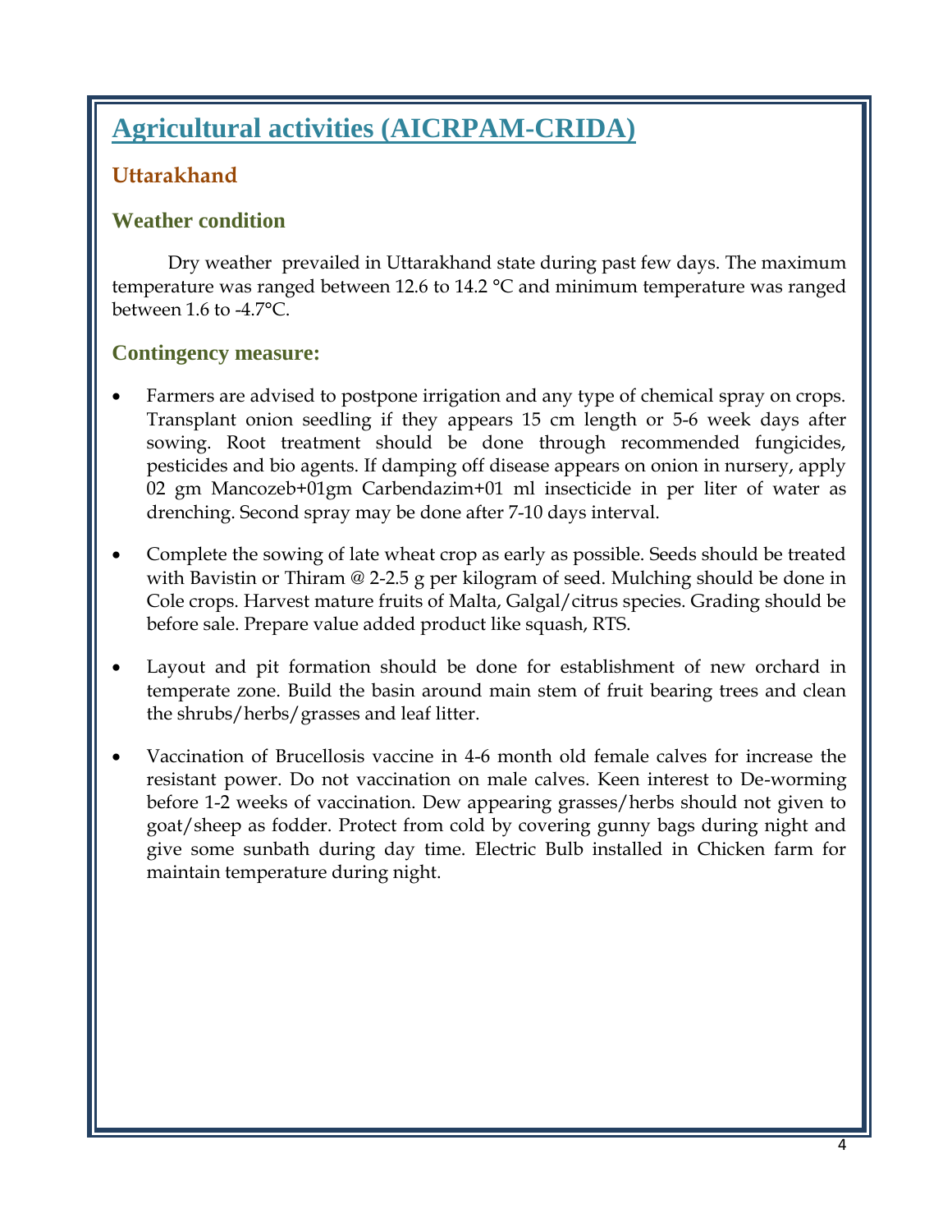# Agricultural activities (AICRPAM-CRIDA)

## Uttarakhand

### Weather condition

Dry weather prevailed in Uttarakhand state during past few days. The maximum temperature was ranged between 12.6 to 14.2 °C and minimum temperature was ranged between 1.6 to -4.7°C.

### Contingency measure:

- Farmers are advised to postpone irrigation and any type of chemical spray on crops. Transplant onion seedling if they appears 15 cm length or 5-6 week days after sowing. Root treatment should be done through recommended fungicides, pesticides and bio agents. If damping off disease appears on onion in nursery, apply 02 gm Mancozeb+01gm Carbendazim+01 ml insecticide in per liter of water as drenching. Second spray may be done after 7-10 days interval.

- Complete the sowing of late wheat crop as early as possible. Seeds should be treated with Bavistin or Thiram @ 2-2.5 g per kilogram of seed. Mulching should be done in Cole crops. Harvest mature fruits of Malta, Galgal/citrus species. Grading should be before sale. Prepare value added product like squash, RTS.

- Layout and pit formation should be done for establishment of new orchard in temperate zone. Build the basin around main stem of fruit bearing trees and clean the shrubs/herbs/grasses and leaf litter.

- Vaccination of Brucellosis vaccine in 4-6 month old female calves for increase the resistant power. Do not vaccination on male calves. Keen interest to De-worming before 1-2 weeks of vaccination. Dew appearing grasses/herbs should not given to goat/sheep as fodder. Protect from cold by covering gunny bags during night and give some sunbath during day time. Electric Bulb installed in Chicken farm for maintain temperature during night.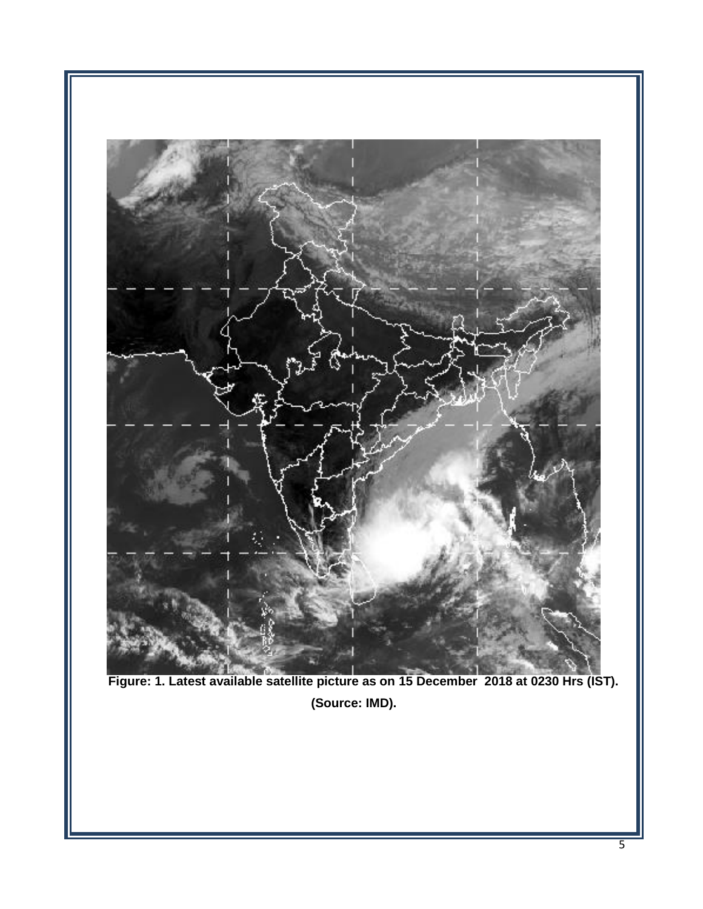**Figure: 1. Latest available satellite picture as on 15 December 2018 at 0230 Hrs (IST).**

**(Source: IMD).**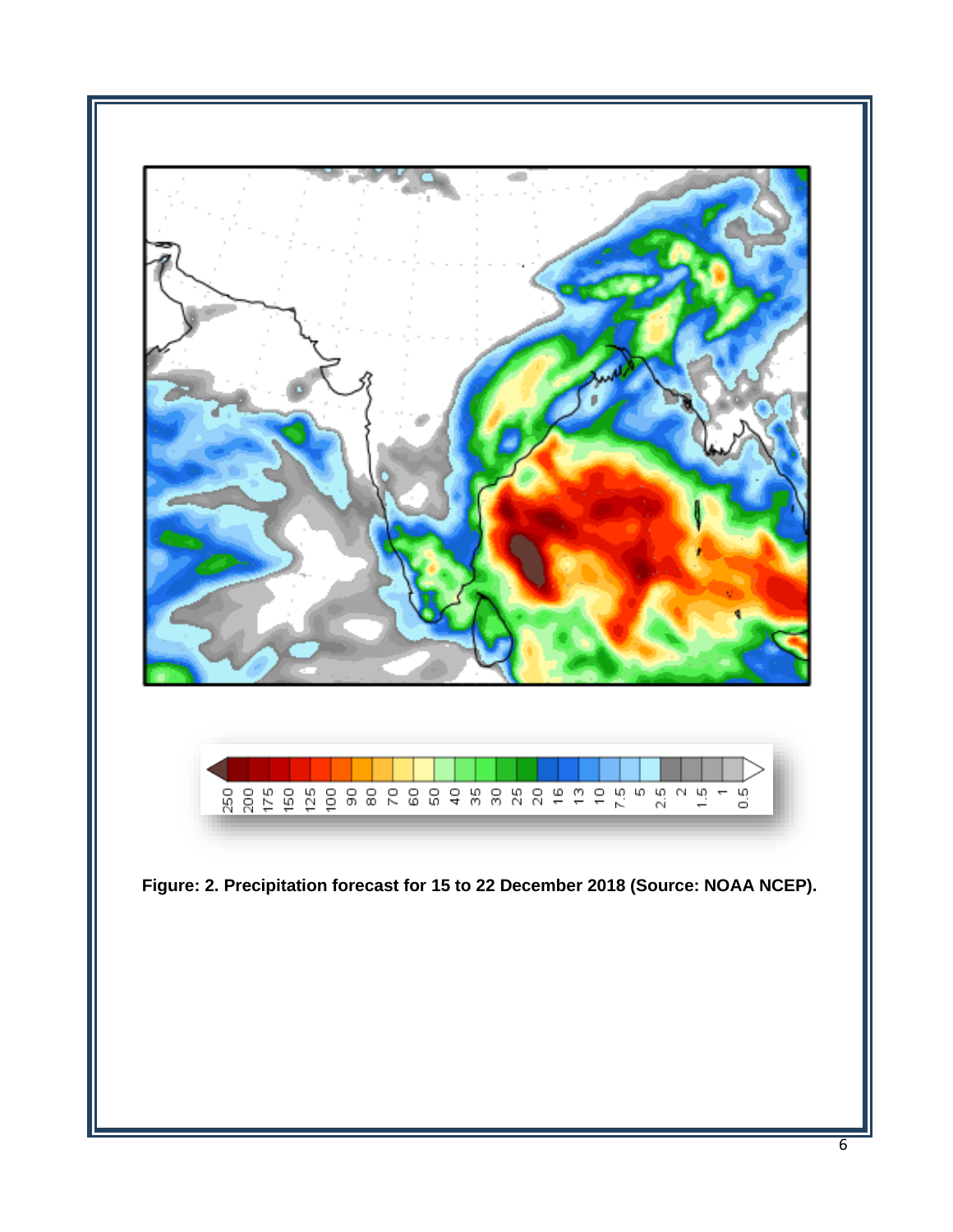250 200 175 150 125 100 90 80 70 60 50 40 35 30 25 20 16 13 10 7.5 5 2.5 2 1.5 1 0.5

**Figure: 2. Precipitation forecast for 15 to 22 December 2018 (Source: NOAA NCEP).**